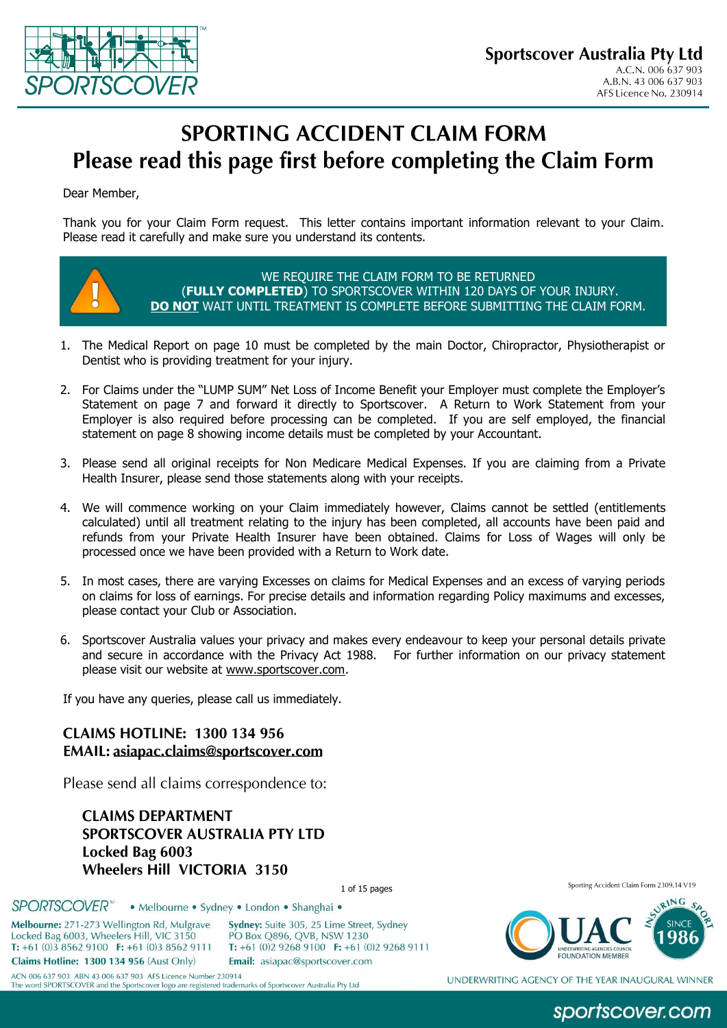**Sportscover Australia Pty Ltd**
A.C.N. 006 637 903
A.B.N. 43 006 637 903
AFS Licence No. 230914

# SPORTING ACCIDENT CLAIM FORM
# Please read this page first before completing the Claim Form

Dear Member,

Thank you for your Claim Form request. This letter contains important information relevant to your Claim. Please read it carefully and make sure you understand its contents.

> WE REQUIRE THE CLAIM FORM TO BE RETURNED (**FULLY COMPLETED**) TO SPORTSCOVER WITHIN 120 DAYS OF YOUR INJURY.
> **DO NOT** WAIT UNTIL TREATMENT IS COMPLETE BEFORE SUBMITTING THE CLAIM FORM.

1. The Medical Report on page 10 must be completed by the main Doctor, Chiropractor, Physiotherapist or Dentist who is providing treatment for your injury.
2. For Claims under the "LUMP SUM" Net Loss of Income Benefit your Employer must complete the Employer's Statement on page 7 and forward it directly to Sportscover. A Return to Work Statement from your Employer is also required before processing can be completed. If you are self employed, the financial statement on page 8 showing income details must be completed by your Accountant.
3. Please send all original receipts for Non Medicare Medical Expenses. If you are claiming from a Private Health Insurer, please send those statements along with your receipts.
4. We will commence working on your Claim immediately however, Claims cannot be settled (entitlements calculated) until all treatment relating to the injury has been completed, all accounts have been paid and refunds from your Private Health Insurer have been obtained. Claims for Loss of Wages will only be processed once we have been provided with a Return to Work date.
5. In most cases, there are varying Excesses on claims for Medical Expenses and an excess of varying periods on claims for loss of earnings. For precise details and information regarding Policy maximums and excesses, please contact your Club or Association.
6. Sportscover Australia values your privacy and makes every endeavour to keep your personal details private and secure in accordance with the Privacy Act 1988. For further information on our privacy statement please visit our website at www.sportscover.com.

If you have any queries, please call us immediately.

**CLAIMS HOTLINE: 1300 134 956**
**EMAIL: asiapac.claims@sportscover.com**

Please send all claims correspondence to:

**CLAIMS DEPARTMENT**
**SPORTSCOVER AUSTRALIA PTY LTD**
**Locked Bag 6003**
**Wheelers Hill VICTORIA 3150**

Sporting Accident Claim Form 2309.14 V19

SPORTSCOVER • Melbourne • Sydney • London • Shanghai •

**Melbourne:** 271-273 Wellington Rd, Mulgrave
Locked Bag 6003, Wheelers Hill, VIC 3150
**T:** +61 (0)3 8562 9100 **F:** +61 (0)3 8562 9111
**Claims Hotline: 1300 134 956** (Aust Only)

**Sydney:** Suite 305, 25 Lime Street, Sydney
PO Box Q896, QVB, NSW 1230
**T:** +61 (0)2 9268 9100 **F:** +61 (0)2 9268 9111
**Email:** asiapac@sportscover.com

ACN 006 637 903 ABN 43 006 637 903 AFS Licence Number 230914
The word SPORTSCOVER and the Sportscover logo are registered trademarks of Sportscover Australia Pty Ltd

UAC UNDERWRITING AGENCIES COUNCIL FOUNDATION MEMBER
INSURING SPORT SINCE 1986
UNDERWRITING AGENCY OF THE YEAR INAUGURAL WINNER

sportscover.com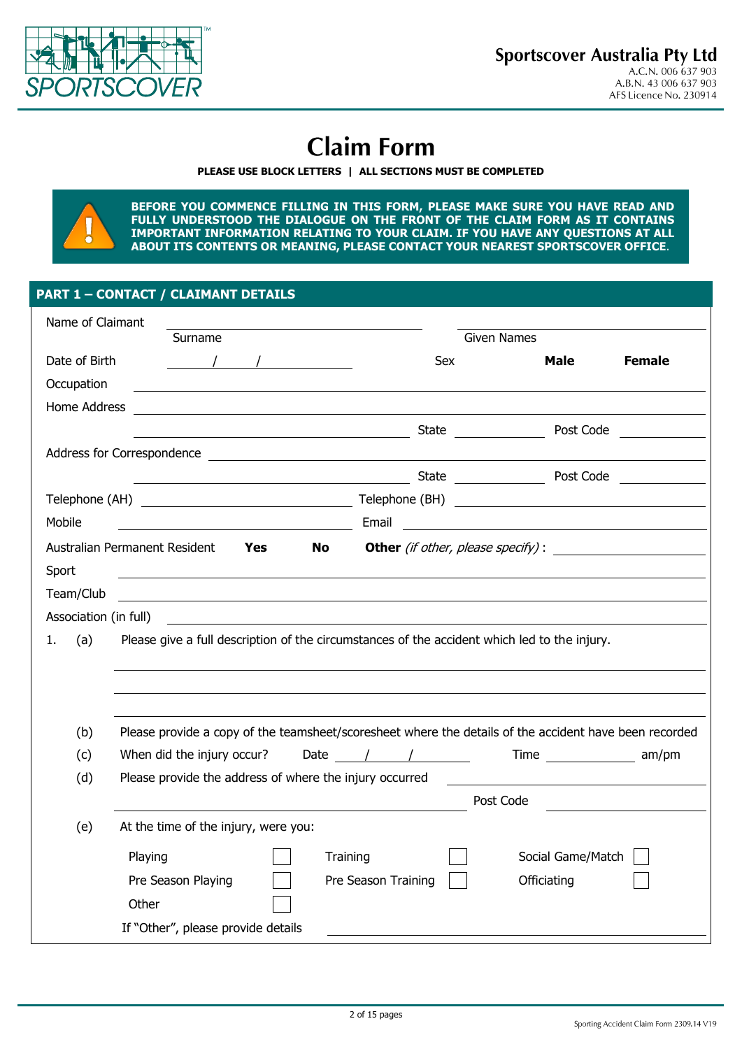**Sportscover Australia Pty Ltd**
A.C.N. 006 637 903
A.B.N. 43 006 637 903
AFS Licence No. 230914

# Claim Form

**PLEASE USE BLOCK LETTERS | ALL SECTIONS MUST BE COMPLETED**

**BEFORE YOU COMMENCE FILLING IN THIS FORM, PLEASE MAKE SURE YOU HAVE READ AND FULLY UNDERSTOOD THE DIALOGUE ON THE FRONT OF THE CLAIM FORM AS IT CONTAINS IMPORTANT INFORMATION RELATING TO YOUR CLAIM. IF YOU HAVE ANY QUESTIONS AT ALL ABOUT ITS CONTENTS OR MEANING, PLEASE CONTACT YOUR NEAREST SPORTSCOVER OFFICE.**

## PART 1 – CONTACT / CLAIMANT DETAILS

Name of Claimant ____________________ ____________________
Surname Given Names

Date of Birth ____ / ____ / ____ Sex **Male** **Female**

Occupation ______________________________

Home Address ______________________________

______________________________ State __________ Post Code __________

Address for Correspondence ______________________________

______________________________ State __________ Post Code __________

Telephone (AH) ____________________ Telephone (BH) ____________________

Mobile ____________________ Email ____________________

Australian Permanent Resident **Yes** **No** **Other** *(if other, please specify)* : ____________________

Sport ______________________________

Team/Club ______________________________

Association (in full) ______________________________

1. (a) Please give a full description of the circumstances of the accident which led to the injury.

______________________________

______________________________

______________________________

(b) Please provide a copy of the teamsheet/scoresheet where the details of the accident have been recorded

(c) When did the injury occur? Date ____ / ____ / ____ Time __________ am/pm

(d) Please provide the address of where the injury occurred ______________________________

______________________________ Post Code __________

(e) At the time of the injury, were you:

| | | | | | |
|---|---|---|---|---|---|
| Playing | ☐ | Training | ☐ | Social Game/Match | ☐ |
| Pre Season Playing | ☐ | Pre Season Training | ☐ | Officiating | ☐ |
| Other | ☐ | | | | |

If "Other", please provide details ______________________________

Sporting Accident Claim Form 2309.14 V19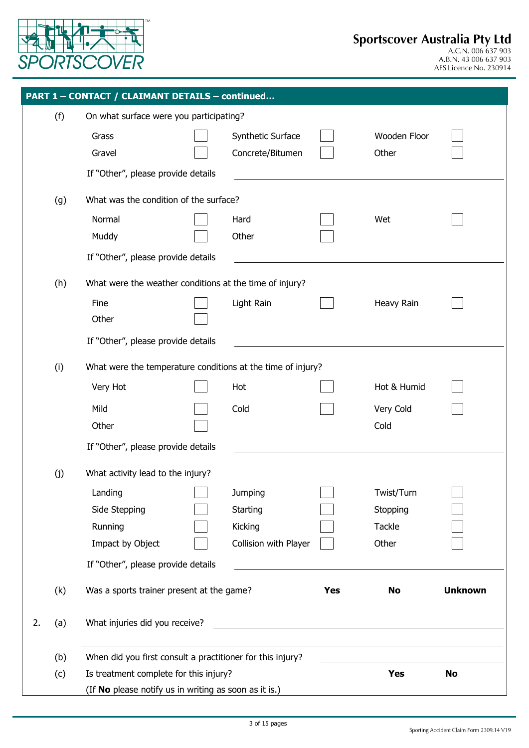# Sportscover Australia Pty Ltd

A.C.N. 006 637 903
A.B.N. 43 006 637 903
AFS Licence No. 230914

## PART 1 – CONTACT / CLAIMANT DETAILS – continued...

(f) On what surface were you participating?

| | | | | | |
|---|---|---|---|---|---|
| Grass | ☐ | Synthetic Surface | ☐ | Wooden Floor | ☐ |
| Gravel | ☐ | Concrete/Bitumen | ☐ | Other | ☐ |

If "Other", please provide details ______________________________

(g) What was the condition of the surface?

| | | | | | |
|---|---|---|---|---|---|
| Normal | ☐ | Hard | ☐ | Wet | ☐ |
| Muddy | ☐ | Other | ☐ | | |

If "Other", please provide details ______________________________

(h) What were the weather conditions at the time of injury?

| | | | | | |
|---|---|---|---|---|---|
| Fine | ☐ | Light Rain | ☐ | Heavy Rain | ☐ |
| Other | ☐ | | | | |

If "Other", please provide details ______________________________

(i) What were the temperature conditions at the time of injury?

| | | | | | |
|---|---|---|---|---|---|
| Very Hot | ☐ | Hot | ☐ | Hot & Humid | ☐ |
| Mild | ☐ | Cold | ☐ | Very Cold | ☐ |
| Other | ☐ | | | Cold | |

If "Other", please provide details ______________________________

(j) What activity lead to the injury?

| | | | | | |
|---|---|---|---|---|---|
| Landing | ☐ | Jumping | ☐ | Twist/Turn | ☐ |
| Side Stepping | ☐ | Starting | ☐ | Stopping | ☐ |
| Running | ☐ | Kicking | ☐ | Tackle | ☐ |
| Impact by Object | ☐ | Collision with Player | ☐ | Other | ☐ |

If "Other", please provide details ______________________________

(k) Was a sports trainer present at the game? **Yes** **No** **Unknown**

2. (a) What injuries did you receive? ______________________________

______________________________

(b) When did you first consult a practitioner for this injury? ______________________________

(c) Is treatment complete for this injury? **Yes** **No**

(If **No** please notify us in writing as soon as it is.)

Sporting Accident Claim Form 2309.14 V19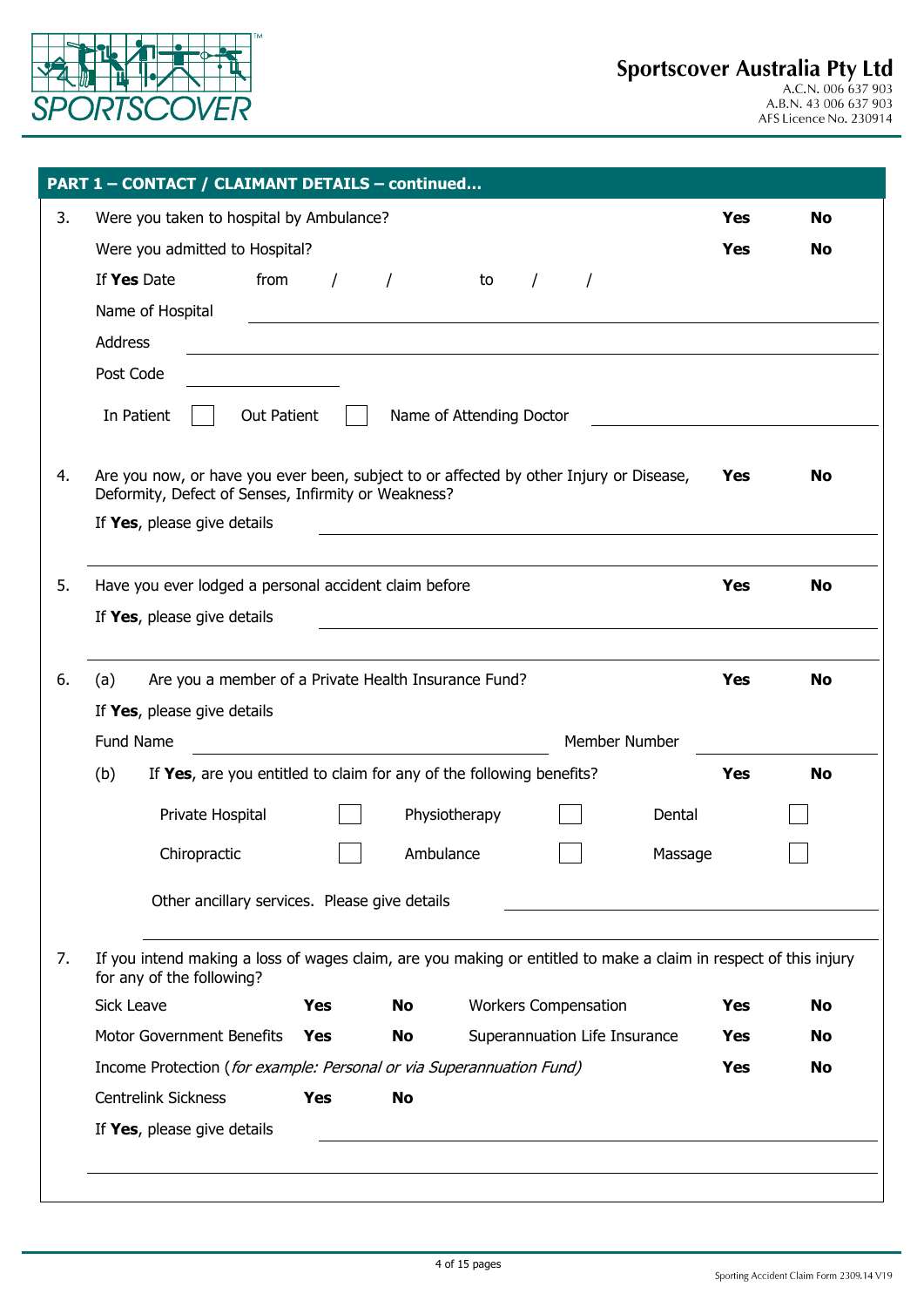## PART 1 – CONTACT / CLAIMANT DETAILS – continued…

3. Were you taken to hospital by Ambulance? **Yes** **No**

   Were you admitted to Hospital? **Yes** **No**

   If **Yes** Date from / / to / /

   Name of Hospital

   Address

   Post Code

   In Patient ☐ Out Patient ☐ Name of Attending Doctor

4. Are you now, or have you ever been, subject to or affected by other Injury or Disease, Deformity, Defect of Senses, Infirmity or Weakness? **Yes** **No**

   If **Yes**, please give details

5. Have you ever lodged a personal accident claim before **Yes** **No**

   If **Yes**, please give details

6. (a) Are you a member of a Private Health Insurance Fund? **Yes** **No**

   If **Yes**, please give details

   Fund Name Member Number

   (b) If **Yes**, are you entitled to claim for any of the following benefits? **Yes** **No**

   | | | | | | |
   |---|---|---|---|---|---|
   | Private Hospital | ☐ | Physiotherapy | ☐ | Dental | ☐ |
   | Chiropractic | ☐ | Ambulance | ☐ | Massage | ☐ |

   Other ancillary services. Please give details

7. If you intend making a loss of wages claim, are you making or entitled to make a claim in respect of this injury for any of the following?

   | | | | | | |
   |---|---|---|---|---|---|
   | Sick Leave | **Yes** | **No** | Workers Compensation | **Yes** | **No** |
   | Motor Government Benefits | **Yes** | **No** | Superannuation Life Insurance | **Yes** | **No** |

   Income Protection (*for example: Personal or via Superannuation Fund*) **Yes** **No**

   Centrelink Sickness **Yes** **No**

   If **Yes**, please give details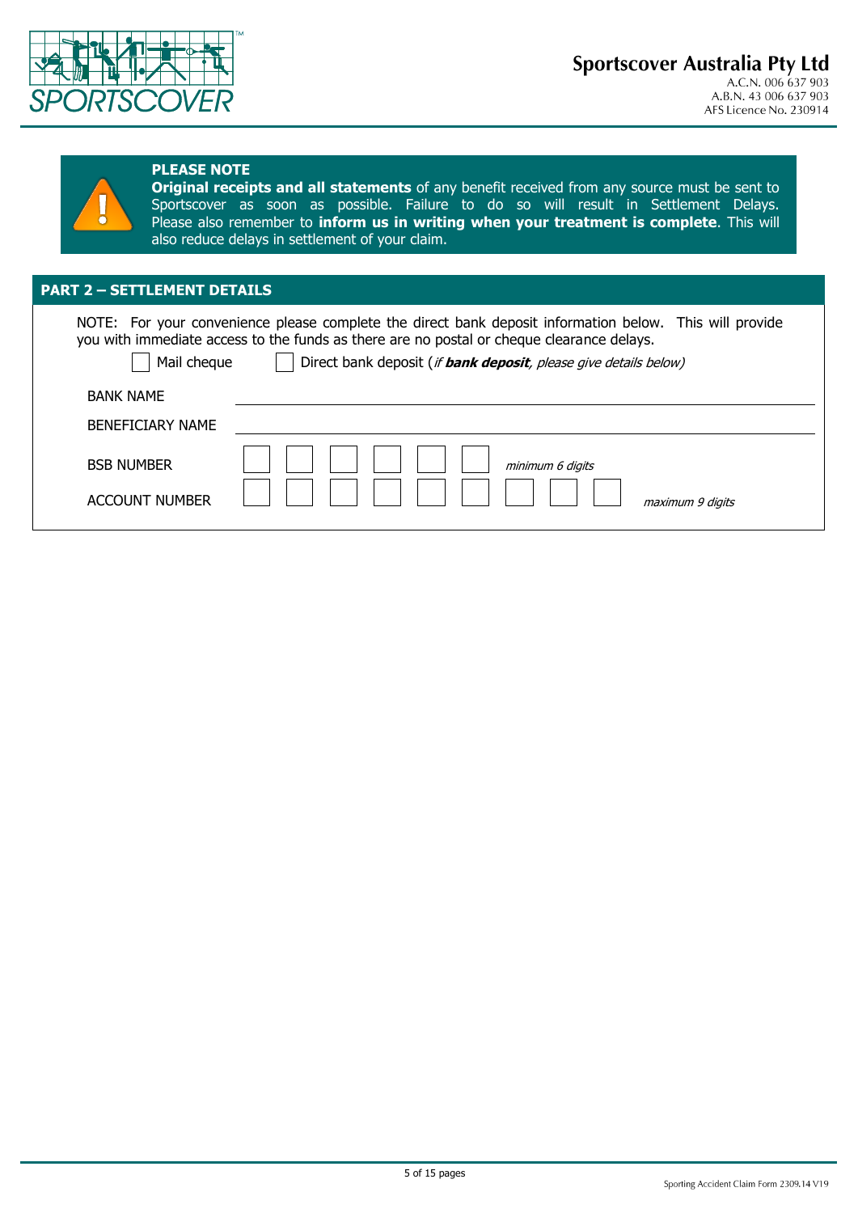Sportscover Australia Pty Ltd
A.C.N. 006 637 903
A.B.N. 43 006 637 903
AFS Licence No. 230914

**PLEASE NOTE**
**Original receipts and all statements** of any benefit received from any source must be sent to Sportscover as soon as possible. Failure to do so will result in Settlement Delays. Please also remember to **inform us in writing when your treatment is complete**. This will also reduce delays in settlement of your claim.

## PART 2 – SETTLEMENT DETAILS

NOTE: For your convenience please complete the direct bank deposit information below. This will provide you with immediate access to the funds as there are no postal or cheque clearance delays.

☐ Mail cheque ☐ Direct bank deposit (*if **bank deposit**, please give details below)*

BANK NAME ______________________________

BENEFICIARY NAME ______________________________

BSB NUMBER ☐☐☐☐☐☐ *minimum 6 digits*

ACCOUNT NUMBER ☐☐☐☐☐☐☐☐☐ *maximum 9 digits*

Sporting Accident Claim Form 2309.14 V19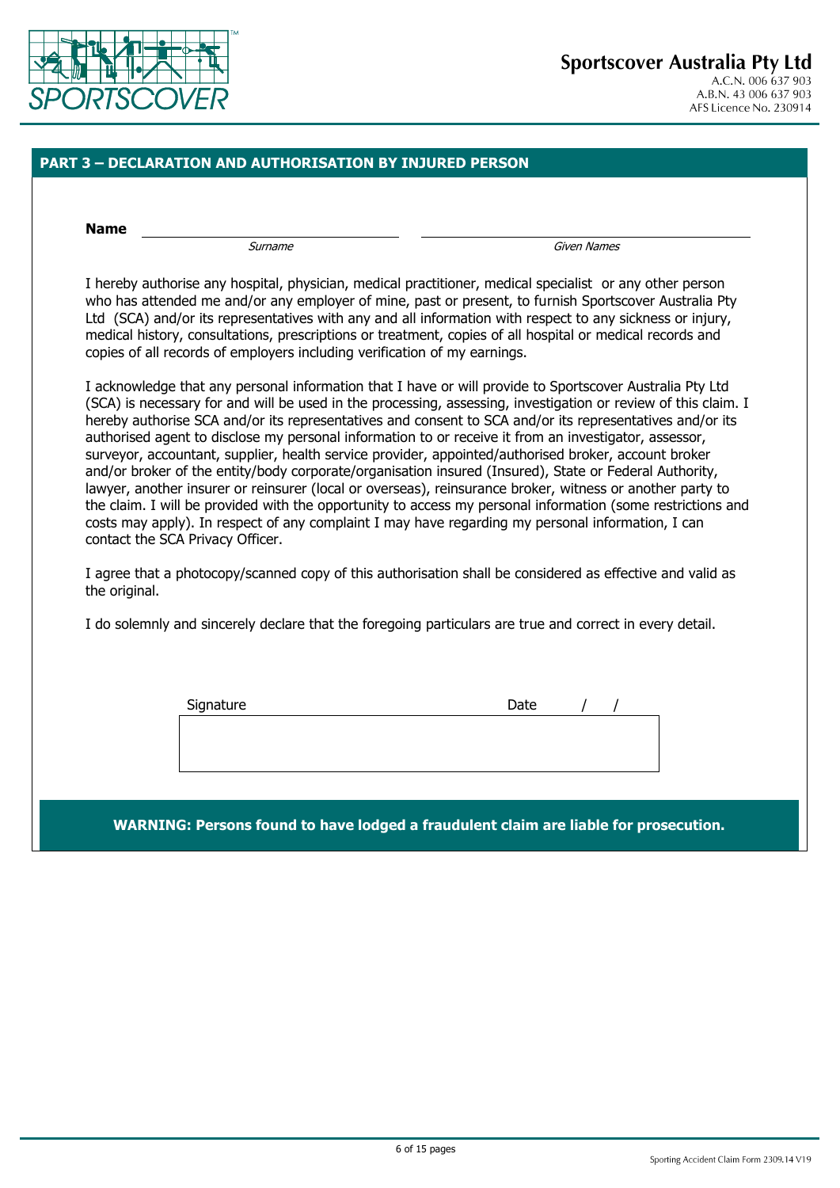**Sportscover Australia Pty Ltd**
A.C.N. 006 637 903
A.B.N. 43 006 637 903
AFS Licence No. 230914

## PART 3 – DECLARATION AND AUTHORISATION BY INJURED PERSON

**Name** ______________________ ______________________
*Surname* *Given Names*

I hereby authorise any hospital, physician, medical practitioner, medical specialist or any other person who has attended me and/or any employer of mine, past or present, to furnish Sportscover Australia Pty Ltd (SCA) and/or its representatives with any and all information with respect to any sickness or injury, medical history, consultations, prescriptions or treatment, copies of all hospital or medical records and copies of all records of employers including verification of my earnings.

I acknowledge that any personal information that I have or will provide to Sportscover Australia Pty Ltd (SCA) is necessary for and will be used in the processing, assessing, investigation or review of this claim. I hereby authorise SCA and/or its representatives and consent to SCA and/or its representatives and/or its authorised agent to disclose my personal information to or receive it from an investigator, assessor, surveyor, accountant, supplier, health service provider, appointed/authorised broker, account broker and/or broker of the entity/body corporate/organisation insured (Insured), State or Federal Authority, lawyer, another insurer or reinsurer (local or overseas), reinsurance broker, witness or another party to the claim. I will be provided with the opportunity to access my personal information (some restrictions and costs may apply). In respect of any complaint I may have regarding my personal information, I can contact the SCA Privacy Officer.

I agree that a photocopy/scanned copy of this authorisation shall be considered as effective and valid as the original.

I do solemnly and sincerely declare that the foregoing particulars are true and correct in every detail.

Signature Date / /

**WARNING: Persons found to have lodged a fraudulent claim are liable for prosecution.**

Sporting Accident Claim Form 2309.14 V19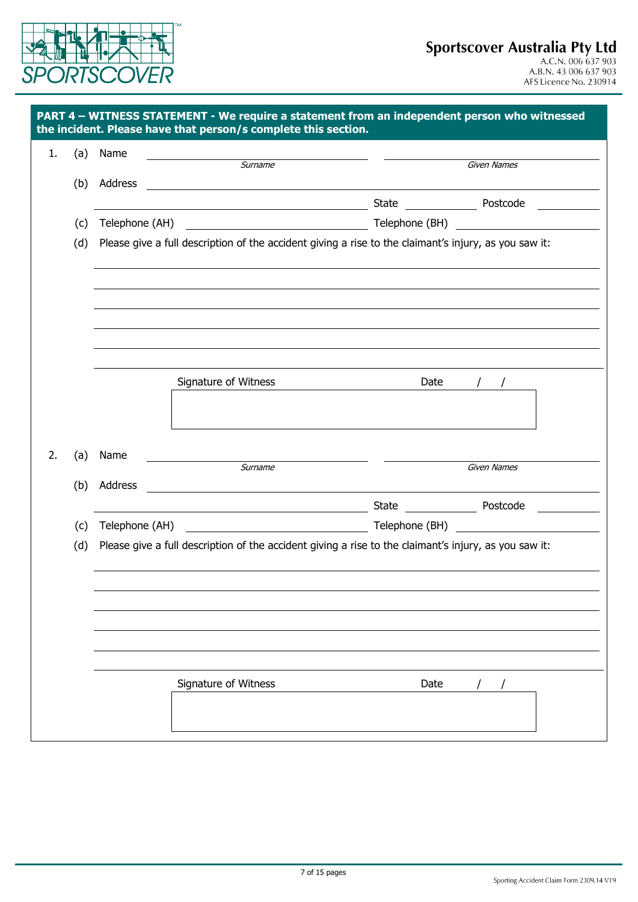Sportscover Australia Pty Ltd
A.C.N. 006 637 903
A.B.N. 43 006 637 903
AFS Licence No. 230914

## PART 4 – WITNESS STATEMENT - We require a statement from an independent person who witnessed the incident. Please have that person/s complete this section.

1. (a) Name ______________________ ______________________
   *Surname* *Given Names*

   (b) Address ________________________________________________

   ________________________________ State __________ Postcode __________

   (c) Telephone (AH) ______________________ Telephone (BH) ______________________

   (d) Please give a full description of the accident giving a rise to the claimant's injury, as you saw it:

   ________________________________________________
   ________________________________________________
   ________________________________________________
   ________________________________________________
   ________________________________________________
   ________________________________________________

   Signature of Witness Date / /

2. (a) Name ______________________ ______________________
   *Surname* *Given Names*

   (b) Address ________________________________________________

   ________________________________ State __________ Postcode __________

   (c) Telephone (AH) ______________________ Telephone (BH) ______________________

   (d) Please give a full description of the accident giving a rise to the claimant's injury, as you saw it:

   ________________________________________________
   ________________________________________________
   ________________________________________________
   ________________________________________________
   ________________________________________________
   ________________________________________________

   Signature of Witness Date / /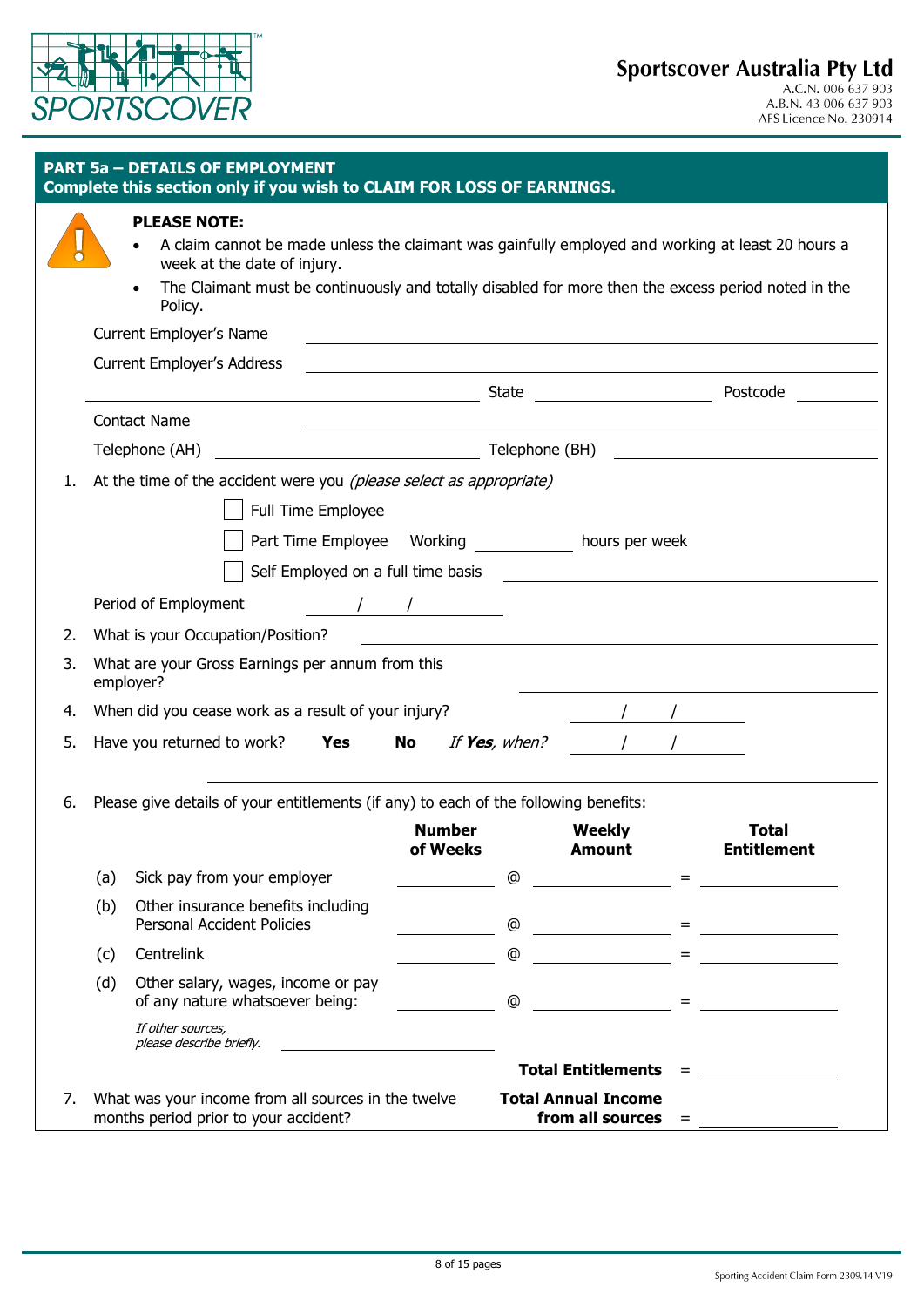Sportscover Australia Pty Ltd
A.C.N. 006 637 903
A.B.N. 43 006 637 903
AFS Licence No. 230914

## PART 5a – DETAILS OF EMPLOYMENT
**Complete this section only if you wish to CLAIM FOR LOSS OF EARNINGS.**

**PLEASE NOTE:**

- A claim cannot be made unless the claimant was gainfully employed and working at least 20 hours a week at the date of injury.
- The Claimant must be continuously and totally disabled for more then the excess period noted in the Policy.

Current Employer's Name ______________________

Current Employer's Address ______________________

______________________ State ______________ Postcode ________

Contact Name ______________________

Telephone (AH) ______________________ Telephone (BH) ______________________

1. At the time of the accident were you *(please select as appropriate)*

   ☐ Full Time Employee

   ☐ Part Time Employee Working ________ hours per week

   ☐ Self Employed on a full time basis ______________________

   Period of Employment ____ / ____ / ____

2. What is your Occupation/Position? ______________________

3. What are your Gross Earnings per annum from this employer? ______________________

4. When did you cease work as a result of your injury? ____ / ____ / ____

5. Have you returned to work? **Yes** **No** *If **Yes**, when?* ____ / ____ / ____

   ______________________

6. Please give details of your entitlements (if any) to each of the following benefits:

| | | Number of Weeks | | Weekly Amount | | Total Entitlement |
|---|---|---|---|---|---|---|
| (a) | Sick pay from your employer | ________ | @ | ________ | = | ________ |
| (b) | Other insurance benefits including Personal Accident Policies | ________ | @ | ________ | = | ________ |
| (c) | Centrelink | ________ | @ | ________ | = | ________ |
| (d) | Other salary, wages, income or pay of any nature whatsoever being: | ________ | @ | ________ | = | ________ |
| | *If other sources, please describe briefly.* ________ | | | | | |
| | | | | **Total Entitlements** | = | ________ |

7. What was your income from all sources in the twelve months period prior to your accident? **Total Annual Income from all sources** = ________

Sporting Accident Claim Form 2309.14 V19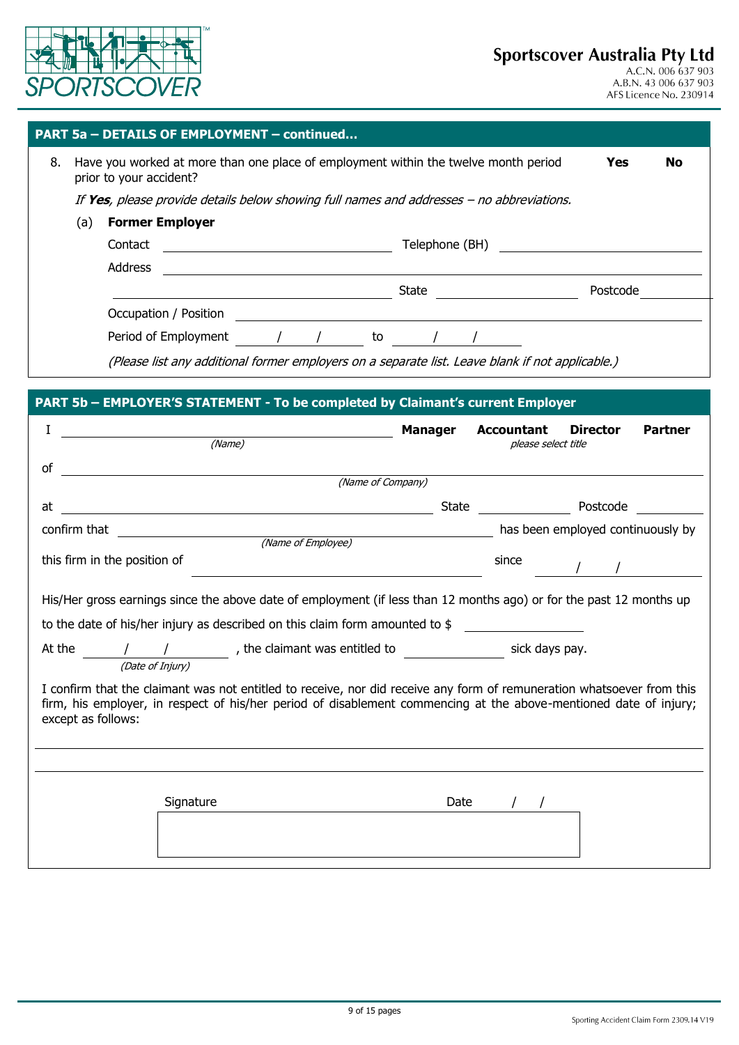**Sportscover Australia Pty Ltd**
A.C.N. 006 637 903
A.B.N. 43 006 637 903
AFS Licence No. 230914

## PART 5a – DETAILS OF EMPLOYMENT – continued…

8. Have you worked at more than one place of employment within the twelve month period prior to your accident? **Yes** **No**

*If **Yes**, please provide details below showing full names and addresses – no abbreviations.*

(a) **Former Employer**

Contact ______________________ Telephone (BH) ______________________

Address ______________________________________________

______________________ State ______________ Postcode __________

Occupation / Position ______________________________________________

Period of Employment ____ / ____ / ____ to ____ / ____ / ____

*(Please list any additional former employers on a separate list. Leave blank if not applicable.)*

## PART 5b – EMPLOYER'S STATEMENT - To be completed by Claimant's current Employer

I ______________________ *(Name)* **Manager** **Accountant** **Director** **Partner** *please select title*

of ______________________________________________ *(Name of Company)*

at ______________________ State ______________ Postcode __________

confirm that ______________________ *(Name of Employee)* has been employed continuously by

this firm in the position of ______________________ since ____ / ____ / ____

His/Her gross earnings since the above date of employment (if less than 12 months ago) or for the past 12 months up to the date of his/her injury as described on this claim form amounted to $ __________

At the ____ / ____ / ____ *(Date of Injury)*, the claimant was entitled to __________ sick days pay.

I confirm that the claimant was not entitled to receive, nor did receive any form of remuneration whatsoever from this firm, his employer, in respect of his/her period of disablement commencing at the above-mentioned date of injury; except as follows:

______________________________________________

______________________________________________

Signature ______________________ Date ____ / ____ / ____

Sporting Accident Claim Form 2309.14 V19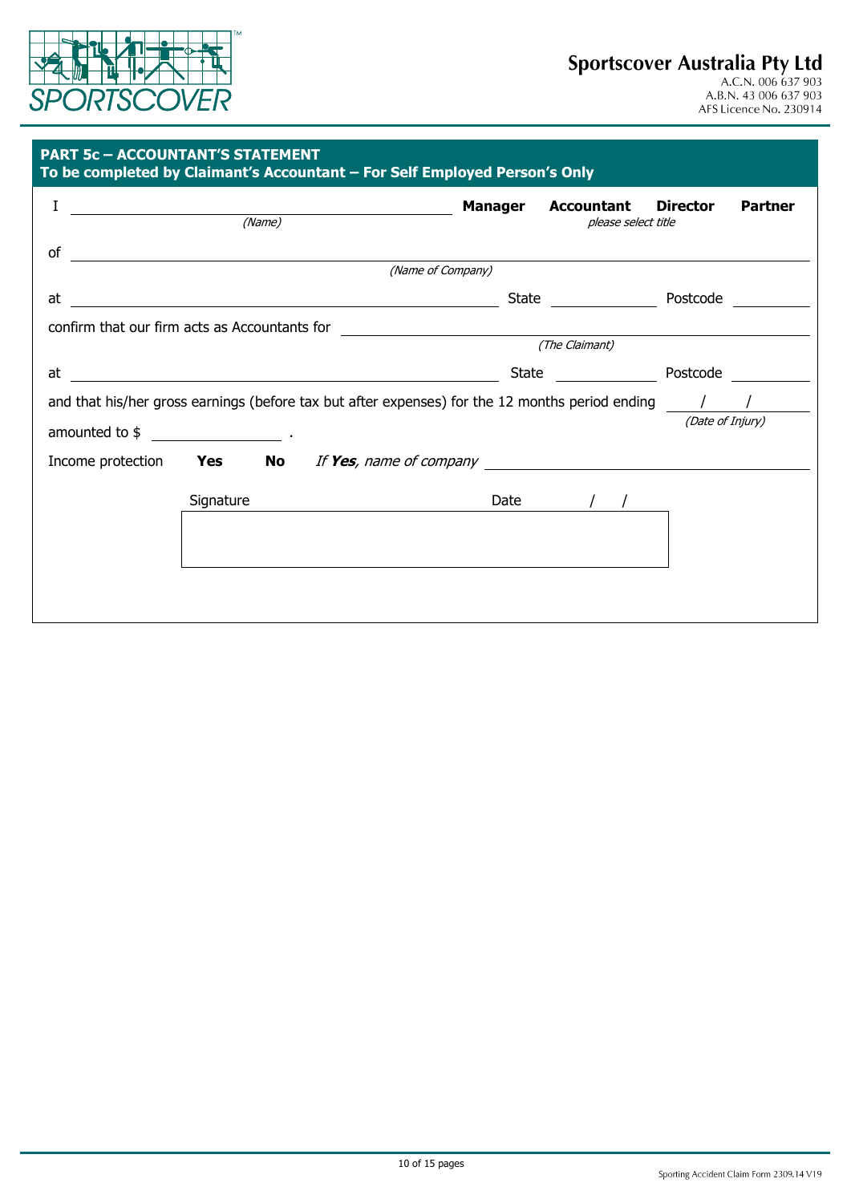**Sportscover Australia Pty Ltd**
A.C.N. 006 637 903
A.B.N. 43 006 637 903
AFS Licence No. 230914

## PART 5c – ACCOUNTANT'S STATEMENT

**To be completed by Claimant's Accountant – For Self Employed Person's Only**

I ______________________________ (Name) **Manager** **Accountant** **Director** **Partner** *please select title*

of ______________________________ *(Name of Company)*

at ______________________________ State __________ Postcode __________

confirm that our firm acts as Accountants for ______________________________ *(The Claimant)*

at ______________________________ State __________ Postcode __________

and that his/her gross earnings (before tax but after expenses) for the 12 months period ending ___ / ___ / ___ *(Date of Injury)*

amounted to $ ______________ .

Income protection **Yes** **No** *If **Yes**, name of company* ______________________________

Signature ______________________________ Date ___ / ___ / ___

Sporting Accident Claim Form 2309.14 V19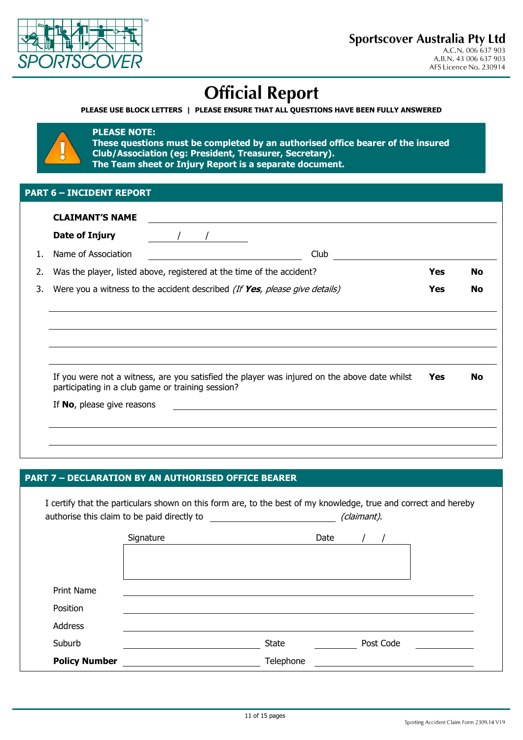Sportscover Australia Pty Ltd
A.C.N. 006 637 903
A.B.N. 43 006 637 903
AFS Licence No. 230914

# Official Report

**PLEASE USE BLOCK LETTERS | PLEASE ENSURE THAT ALL QUESTIONS HAVE BEEN FULLY ANSWERED**

**PLEASE NOTE:**
**These questions must be completed by an authorised office bearer of the insured Club/Association (eg: President, Treasurer, Secretary).**
**The Team sheet or Injury Report is a separate document.**

## PART 6 – INCIDENT REPORT

**CLAIMANT'S NAME** ____________________

**Date of Injury** ___ / ___ / ___

1. Name of Association ____________________ Club ____________________
2. Was the player, listed above, registered at the time of the accident? **Yes** **No**
3. Were you a witness to the accident described *(If **Yes**, please give details)* **Yes** **No**

____________________

____________________

____________________

____________________

If you were not a witness, are you satisfied the player was injured on the above date whilst participating in a club game or training session? **Yes** **No**

If **No**, please give reasons ____________________

____________________

____________________

## PART 7 – DECLARATION BY AN AUTHORISED OFFICE BEARER

I certify that the particulars shown on this form are, to the best of my knowledge, true and correct and hereby authorise this claim to be paid directly to ____________________ *(claimant)*.

Signature ____________________ Date ___ / ___ / ___

Print Name ____________________

Position ____________________

Address ____________________

Suburb ____________________ State __________ Post Code __________

**Policy Number** ____________________ Telephone ____________________

Sporting Accident Claim Form 2309.14 V19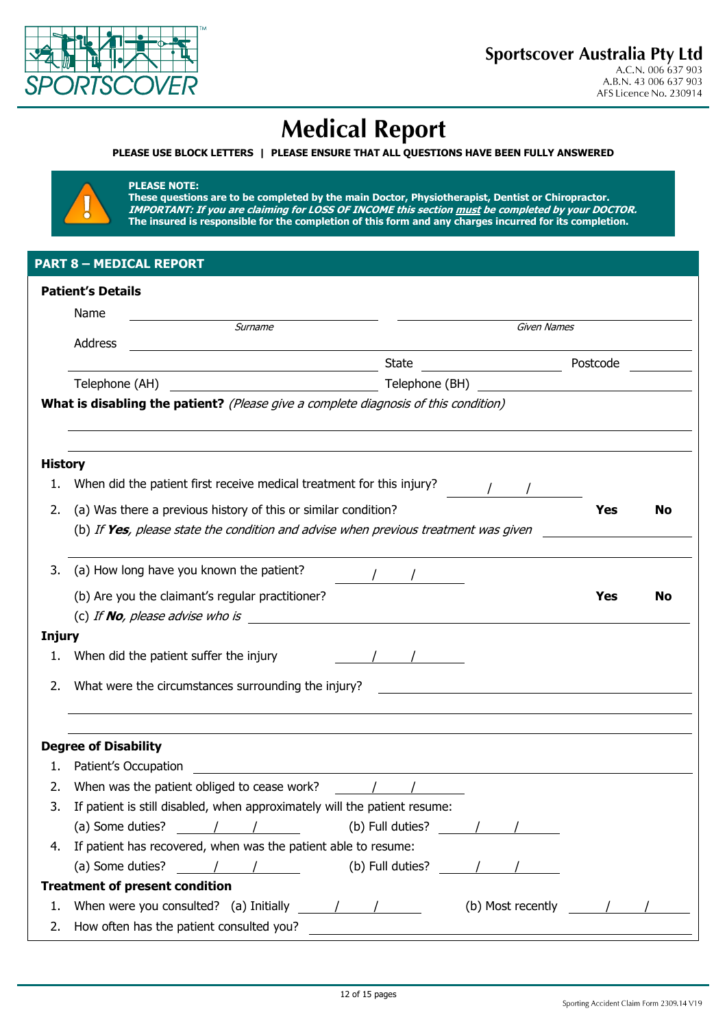Sportscover Australia Pty Ltd
A.C.N. 006 637 903
A.B.N. 43 006 637 903
AFS Licence No. 230914

# Medical Report

**PLEASE USE BLOCK LETTERS | PLEASE ENSURE THAT ALL QUESTIONS HAVE BEEN FULLY ANSWERED**

**PLEASE NOTE:**
**These questions are to be completed by the main Doctor, Physiotherapist, Dentist or Chiropractor.**
***IMPORTANT: If you are claiming for LOSS OF INCOME this section must be completed by your DOCTOR.***
**The insured is responsible for the completion of this form and any charges incurred for its completion.**

## PART 8 – MEDICAL REPORT

### Patient's Details

Name ______________________ ______________________
*Surname* *Given Names*

Address ______________________________________________

______________________ State ______________ Postcode ________

Telephone (AH) ______________________ Telephone (BH) ______________________

**What is disabling the patient?** *(Please give a complete diagnosis of this condition)*

______________________________________________

______________________________________________

### History

1. When did the patient first receive medical treatment for this injury? ____/____/____
2. (a) Was there a previous history of this or similar condition? **Yes** **No**
   (b) *If **Yes**, please state the condition and advise when previous treatment was given* ______________________
3. (a) How long have you known the patient? ____/____/____
   (b) Are you the claimant's regular practitioner? **Yes** **No**
   (c) *If **No**, please advise who is* ______________________

### Injury

1. When did the patient suffer the injury ____/____/____
2. What were the circumstances surrounding the injury? ______________________

______________________________________________

______________________________________________

### Degree of Disability

1. Patient's Occupation ______________________
2. When was the patient obliged to cease work? ____/____/____
3. If patient is still disabled, when approximately will the patient resume:
   (a) Some duties? ____/____/____ (b) Full duties? ____/____/____
4. If patient has recovered, when was the patient able to resume:
   (a) Some duties? ____/____/____ (b) Full duties? ____/____/____

### Treatment of present condition

1. When were you consulted? (a) Initially ____/____/____ (b) Most recently ____/____/____
2. How often has the patient consulted you? ______________________

Sporting Accident Claim Form 2309.14 V19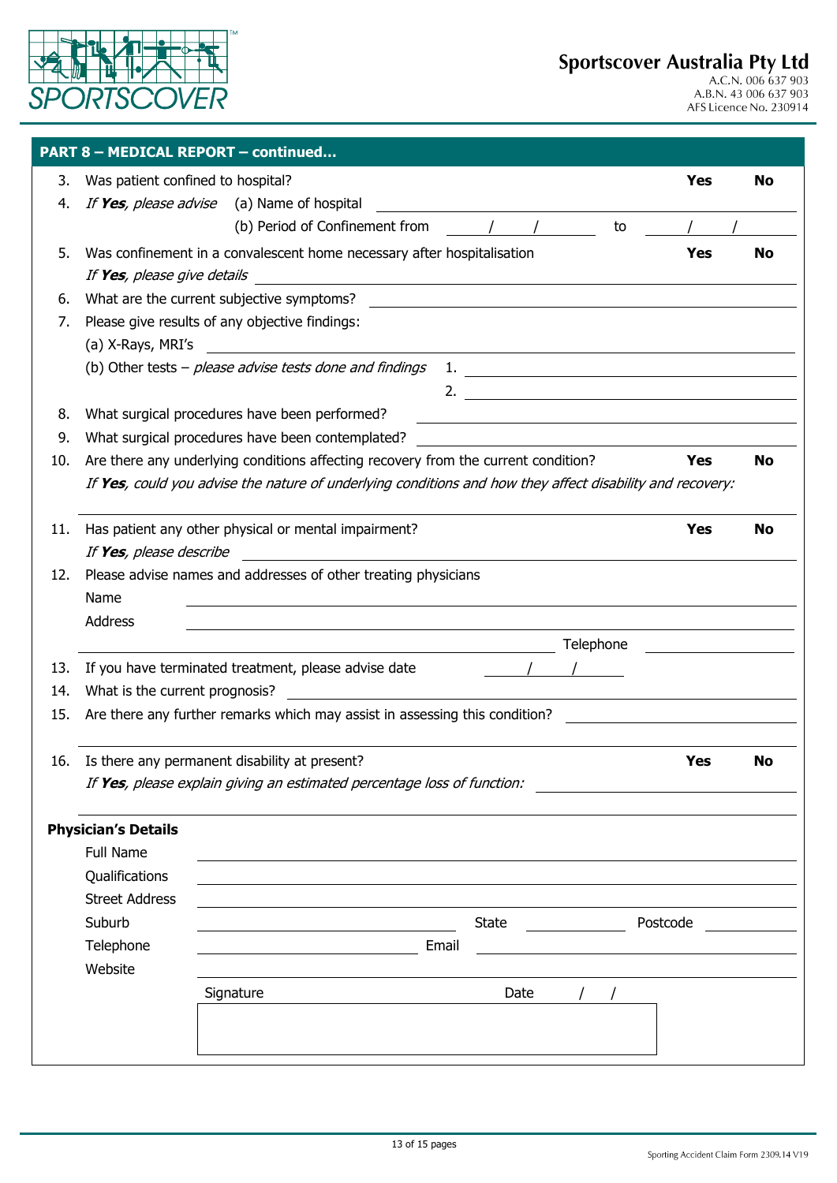**Sportscover Australia Pty Ltd**
A.C.N. 006 637 903
A.B.N. 43 006 637 903
AFS Licence No. 230914

## PART 8 – MEDICAL REPORT – continued…

3. Was patient confined to hospital? **Yes** **No**
4. *If **Yes**, please advise* (a) Name of hospital \_\_\_\_\_\_\_\_\_\_
   (b) Period of Confinement from \_\_\_/\_\_\_/\_\_\_ to \_\_\_/\_\_\_/\_\_\_
5. Was confinement in a convalescent home necessary after hospitalisation **Yes** **No**
   *If **Yes**, please give details* \_\_\_\_\_\_\_\_\_\_
6. What are the current subjective symptoms? \_\_\_\_\_\_\_\_\_\_
7. Please give results of any objective findings:
   (a) X-Rays, MRI's \_\_\_\_\_\_\_\_\_\_
   (b) Other tests – *please advise tests done and findings* 1. \_\_\_\_\_\_\_\_\_\_
   2. \_\_\_\_\_\_\_\_\_\_
8. What surgical procedures have been performed? \_\_\_\_\_\_\_\_\_\_
9. What surgical procedures have been contemplated? \_\_\_\_\_\_\_\_\_\_
10. Are there any underlying conditions affecting recovery from the current condition? **Yes** **No**
    *If **Yes**, could you advise the nature of underlying conditions and how they affect disability and recovery:*
    \_\_\_\_\_\_\_\_\_\_
11. Has patient any other physical or mental impairment? **Yes** **No**
    *If **Yes**, please describe* \_\_\_\_\_\_\_\_\_\_
12. Please advise names and addresses of other treating physicians
    Name \_\_\_\_\_\_\_\_\_\_
    Address \_\_\_\_\_\_\_\_\_\_
    \_\_\_\_\_\_\_\_\_\_ Telephone \_\_\_\_\_\_\_\_\_\_
13. If you have terminated treatment, please advise date \_\_\_/\_\_\_/\_\_\_
14. What is the current prognosis? \_\_\_\_\_\_\_\_\_\_
15. Are there any further remarks which may assist in assessing this condition? \_\_\_\_\_\_\_\_\_\_
    \_\_\_\_\_\_\_\_\_\_
16. Is there any permanent disability at present? **Yes** **No**
    *If **Yes**, please explain giving an estimated percentage loss of function:* \_\_\_\_\_\_\_\_\_\_
    \_\_\_\_\_\_\_\_\_\_

**Physician's Details**

Full Name \_\_\_\_\_\_\_\_\_\_

Qualifications \_\_\_\_\_\_\_\_\_\_

Street Address \_\_\_\_\_\_\_\_\_\_

Suburb \_\_\_\_\_\_\_\_\_\_ State \_\_\_\_\_\_\_\_\_\_ Postcode \_\_\_\_\_\_\_\_\_\_

Telephone \_\_\_\_\_\_\_\_\_\_ Email \_\_\_\_\_\_\_\_\_\_

Website \_\_\_\_\_\_\_\_\_\_

Signature \_\_\_\_\_\_\_\_\_\_ Date \_\_\_/\_\_\_/\_\_\_

Sporting Accident Claim Form 2309.14 V19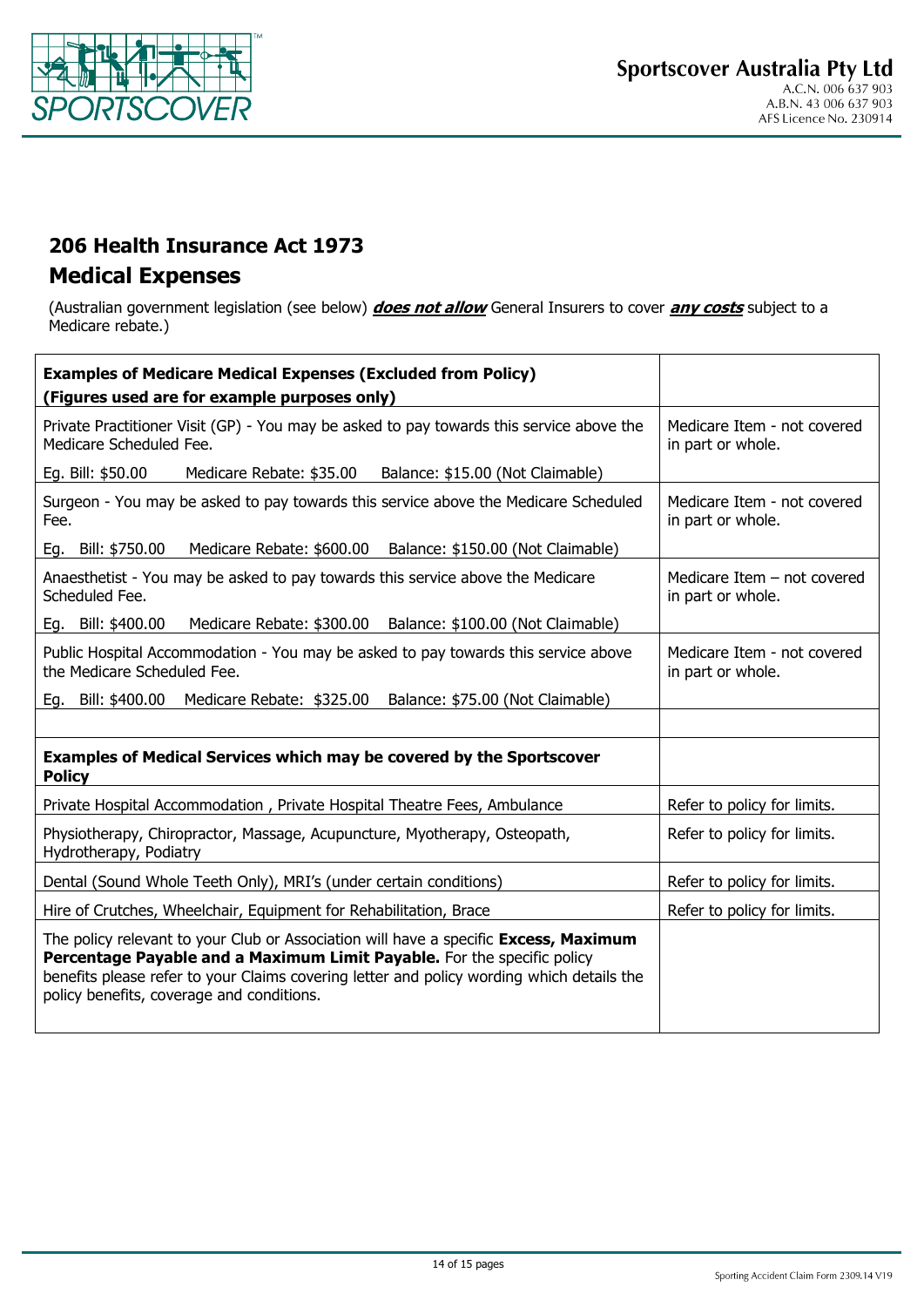Sportscover Australia Pty Ltd
A.C.N. 006 637 903
A.B.N. 43 006 637 903
AFS Licence No. 230914

## 206 Health Insurance Act 1973

## Medical Expenses

(Australian government legislation (see below) ***does not allow*** General Insurers to cover ***any costs*** subject to a Medicare rebate.)

| **Examples of Medicare Medical Expenses (Excluded from Policy) (Figures used are for example purposes only)** | |
|---|---|
| Private Practitioner Visit (GP) - You may be asked to pay towards this service above the Medicare Scheduled Fee.<br>Eg. Bill: $50.00 Medicare Rebate: $35.00 Balance: $15.00 (Not Claimable) | Medicare Item - not covered in part or whole. |
| Surgeon - You may be asked to pay towards this service above the Medicare Scheduled Fee.<br>Eg. Bill: $750.00 Medicare Rebate: $600.00 Balance: $150.00 (Not Claimable) | Medicare Item - not covered in part or whole. |
| Anaesthetist - You may be asked to pay towards this service above the Medicare Scheduled Fee.<br>Eg. Bill: $400.00 Medicare Rebate: $300.00 Balance: $100.00 (Not Claimable) | Medicare Item – not covered in part or whole. |
| Public Hospital Accommodation - You may be asked to pay towards this service above the Medicare Scheduled Fee.<br>Eg. Bill: $400.00 Medicare Rebate: $325.00 Balance: $75.00 (Not Claimable) | Medicare Item - not covered in part or whole. |
| | |
| **Examples of Medical Services which may be covered by the Sportscover Policy** | |
| Private Hospital Accommodation , Private Hospital Theatre Fees, Ambulance | Refer to policy for limits. |
| Physiotherapy, Chiropractor, Massage, Acupuncture, Myotherapy, Osteopath, Hydrotherapy, Podiatry | Refer to policy for limits. |
| Dental (Sound Whole Teeth Only), MRI's (under certain conditions) | Refer to policy for limits. |
| Hire of Crutches, Wheelchair, Equipment for Rehabilitation, Brace | Refer to policy for limits. |
| The policy relevant to your Club or Association will have a specific **Excess, Maximum Percentage Payable and a Maximum Limit Payable.** For the specific policy benefits please refer to your Claims covering letter and policy wording which details the policy benefits, coverage and conditions. | |

Sporting Accident Claim Form 2309.14 V19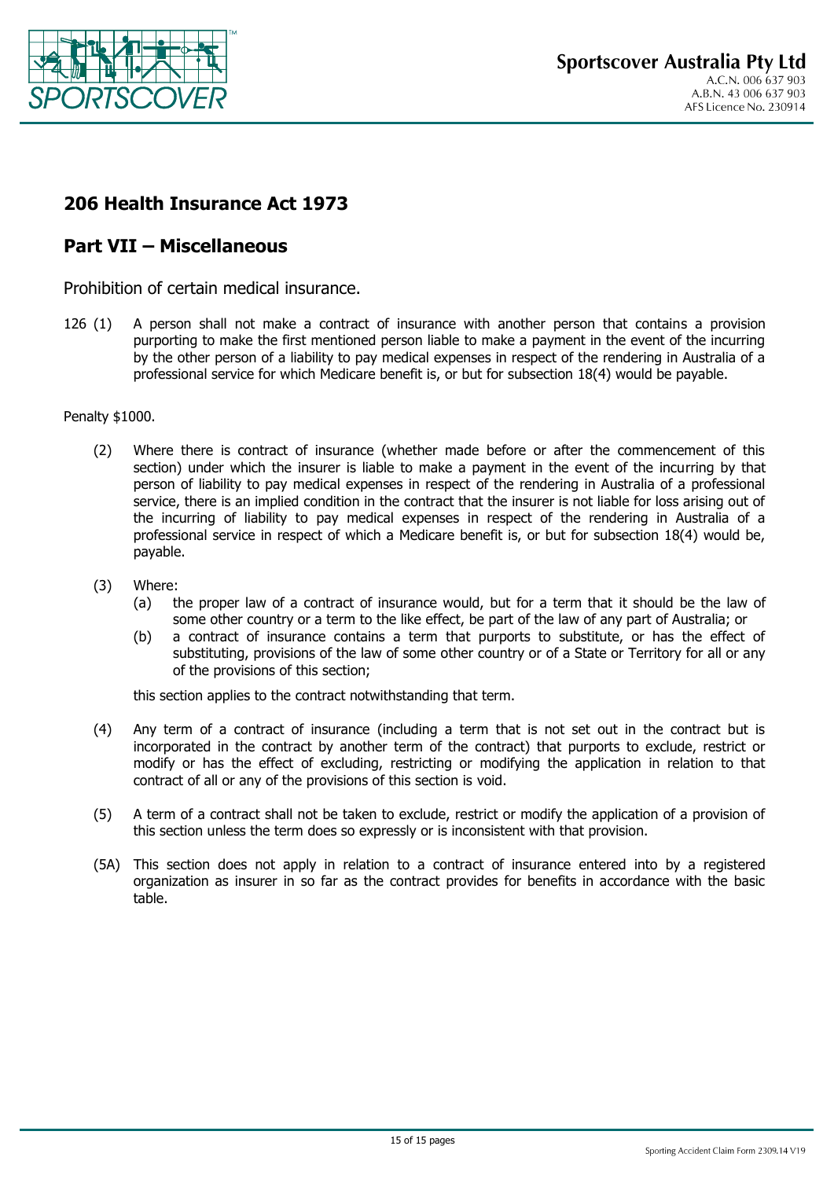## 206 Health Insurance Act 1973

## Part VII – Miscellaneous

Prohibition of certain medical insurance.

126 (1) A person shall not make a contract of insurance with another person that contains a provision purporting to make the first mentioned person liable to make a payment in the event of the incurring by the other person of a liability to pay medical expenses in respect of the rendering in Australia of a professional service for which Medicare benefit is, or but for subsection 18(4) would be payable.

Penalty $1000.

(2) Where there is contract of insurance (whether made before or after the commencement of this section) under which the insurer is liable to make a payment in the event of the incurring by that person of liability to pay medical expenses in respect of the rendering in Australia of a professional service, there is an implied condition in the contract that the insurer is not liable for loss arising out of the incurring of liability to pay medical expenses in respect of the rendering in Australia of a professional service in respect of which a Medicare benefit is, or but for subsection 18(4) would be, payable.

(3) Where:

(a) the proper law of a contract of insurance would, but for a term that it should be the law of some other country or a term to the like effect, be part of the law of any part of Australia; or

(b) a contract of insurance contains a term that purports to substitute, or has the effect of substituting, provisions of the law of some other country or of a State or Territory for all or any of the provisions of this section;

this section applies to the contract notwithstanding that term.

(4) Any term of a contract of insurance (including a term that is not set out in the contract but is incorporated in the contract by another term of the contract) that purports to exclude, restrict or modify or has the effect of excluding, restricting or modifying the application in relation to that contract of all or any of the provisions of this section is void.

(5) A term of a contract shall not be taken to exclude, restrict or modify the application of a provision of this section unless the term does so expressly or is inconsistent with that provision.

(5A) This section does not apply in relation to a contract of insurance entered into by a registered organization as insurer in so far as the contract provides for benefits in accordance with the basic table.